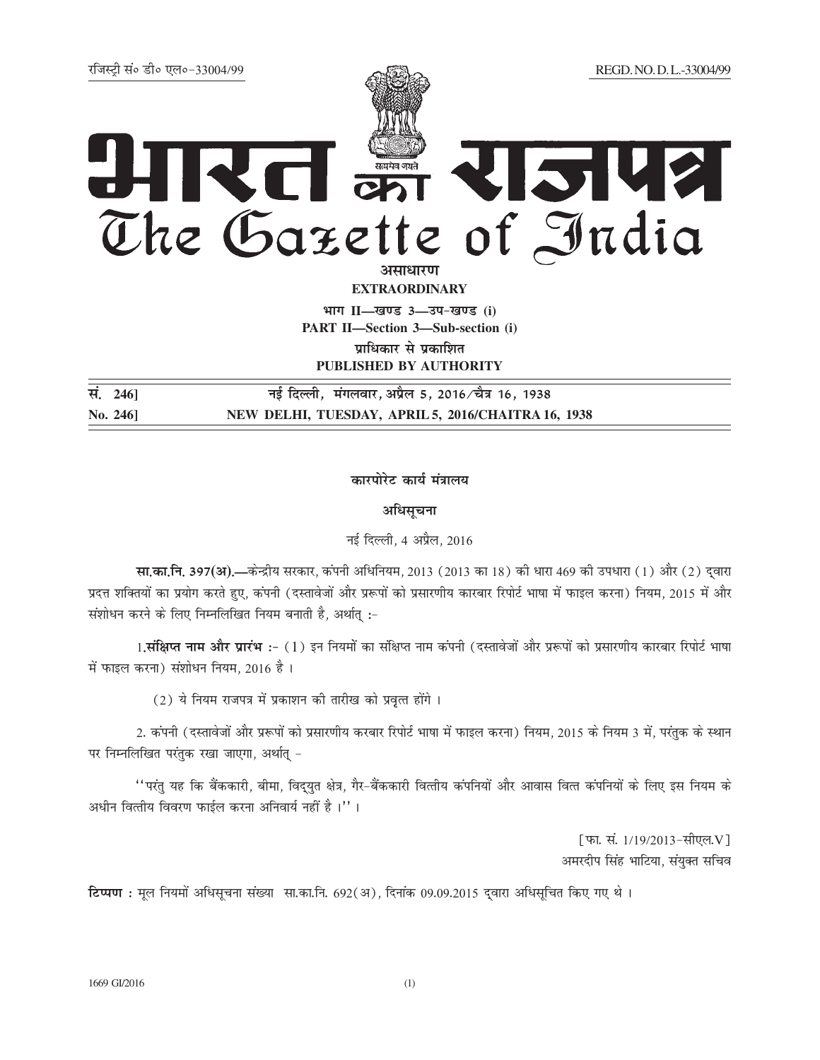रजिस्ट्री सं० डी० एल०-33004/99 REGD. NO. D. L.-33004/99

# भारत का राजपत्र
# The Gazette of India

**असाधारण**
**EXTRAORDINARY**

**भाग II—खण्ड 3—उप-खण्ड (i)**
**PART II—Section 3—Sub-section (i)**

**प्राधिकार से प्रकाशित**
**PUBLISHED BY AUTHORITY**

| | |
|---|---|
| **सं. 246]** | **नई दिल्ली, मंगलवार, अप्रैल 5, 2016/चैत्र 16, 1938** |
| **No. 246]** | **NEW DELHI, TUESDAY, APRIL 5, 2016/CHAITRA 16, 1938** |

## कारपोरेट कार्य मंत्रालय

### अधिसूचना

नई दिल्ली, 4 अप्रैल, 2016

**सा.का.नि. 397(अ).**—केन्द्रीय सरकार, कंपनी अधिनियम, 2013 (2013 का 18) की धारा 469 की उपधारा (1) और (2) द्वारा प्रदत्त शक्तियों का प्रयोग करते हुए, कंपनी (दस्तावेजों और प्ररूपों को प्रसारणीय कारबार रिपोर्ट भाषा में फाइल करना) नियम, 2015 में और संशोधन करने के लिए निम्नलिखित नियम बनाती है, अर्थात् :-

1.**संक्षिप्त नाम और प्रारंभ** :- (1) इन नियमों का संक्षिप्त नाम कंपनी (दस्तावेजों और प्ररूपों को प्रसारणीय कारबार रिपोर्ट भाषा में फाइल करना) संशोधन नियम, 2016 है ।

(2) ये नियम राजपत्र में प्रकाशन की तारीख को प्रवृत्त होंगे ।

2. कंपनी (दस्तावेजों और प्ररूपों को प्रसारणीय करबार रिपोर्ट भाषा में फाइल करना) नियम, 2015 के नियम 3 में, परंतुक के स्थान पर निम्नलिखित परंतुक रखा जाएगा, अर्थात् -

''परंतु यह कि बैंककारी, बीमा, विद्युत क्षेत्र, गैर-बैंककारी वित्तीय कंपनियों और आवास वित्त कंपनियों के लिए इस नियम के अधीन वित्तीय विवरण फाईल करना अनिवार्य नहीं है ।'' ।

[फा. सं. 1/19/2013-सीएल.V]
अमरदीप सिंह भाटिया, संयुक्त सचिव

**टिप्पण :** मूल नियमों अधिसूचना संख्या सा.का.नि. 692(अ), दिनांक 09.09.2015 द्वारा अधिसूचित किए गए थे ।

1669 GI/2016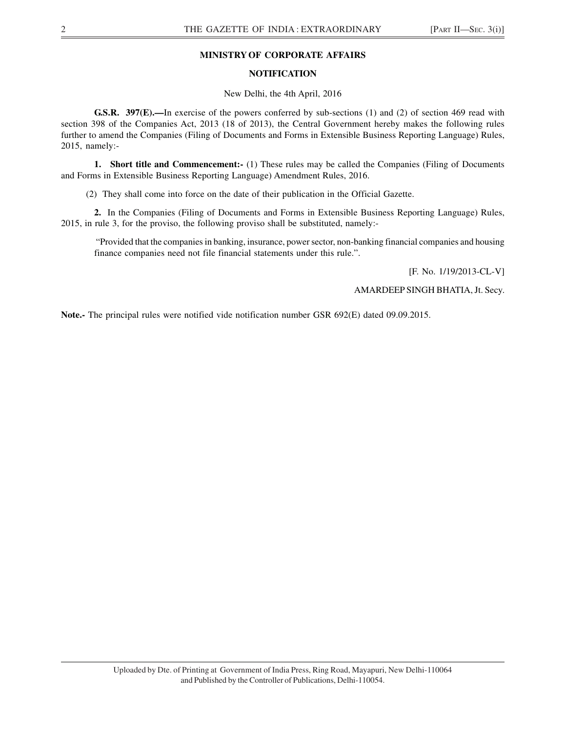## MINISTRY OF CORPORATE AFFAIRS

### NOTIFICATION

New Delhi, the 4th April, 2016

**G.S.R. 397(E).—**In exercise of the powers conferred by sub-sections (1) and (2) of section 469 read with section 398 of the Companies Act, 2013 (18 of 2013), the Central Government hereby makes the following rules further to amend the Companies (Filing of Documents and Forms in Extensible Business Reporting Language) Rules, 2015, namely:-

**1. Short title and Commencement:-** (1) These rules may be called the Companies (Filing of Documents and Forms in Extensible Business Reporting Language) Amendment Rules, 2016.

(2) They shall come into force on the date of their publication in the Official Gazette.

**2.** In the Companies (Filing of Documents and Forms in Extensible Business Reporting Language) Rules, 2015, in rule 3, for the proviso, the following proviso shall be substituted, namely:-

"Provided that the companies in banking, insurance, power sector, non-banking financial companies and housing finance companies need not file financial statements under this rule.".

[F. No. 1/19/2013-CL-V]

AMARDEEP SINGH BHATIA, Jt. Secy.

**Note.-** The principal rules were notified vide notification number GSR 692(E) dated 09.09.2015.

Uploaded by Dte. of Printing at Government of India Press, Ring Road, Mayapuri, New Delhi-110064 and Published by the Controller of Publications, Delhi-110054.